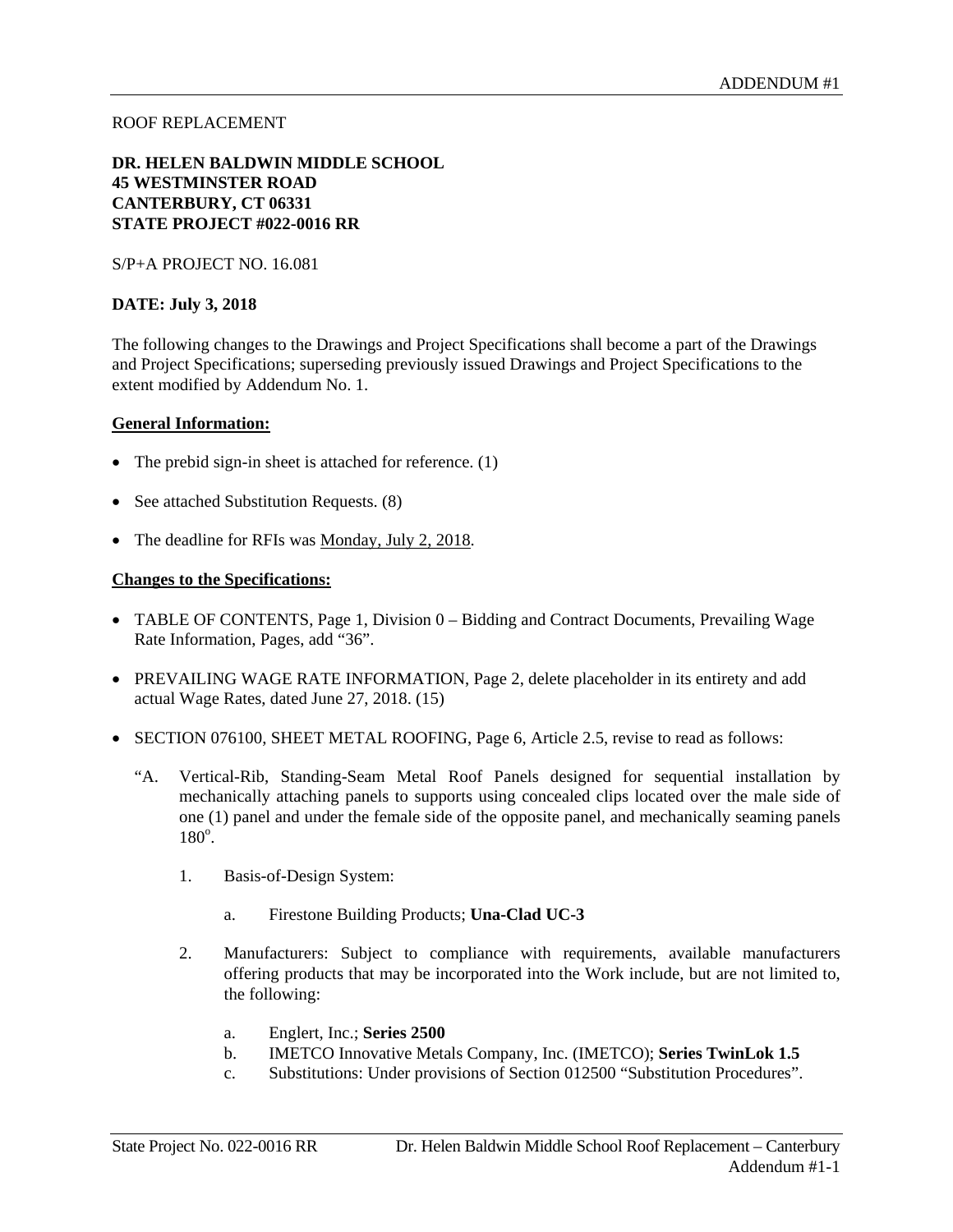ROOF REPLACEMENT

**DR. HELEN BALDWIN MIDDLE SCHOOL**
**45 WESTMINSTER ROAD**
**CANTERBURY, CT 06331**
**STATE PROJECT #022-0016 RR**

S/P+A PROJECT NO. 16.081

**DATE: July 3, 2018**

The following changes to the Drawings and Project Specifications shall become a part of the Drawings and Project Specifications; superseding previously issued Drawings and Project Specifications to the extent modified by Addendum No. 1.

## General Information:

- The prebid sign-in sheet is attached for reference. (1)
- See attached Substitution Requests. (8)
- The deadline for RFIs was Monday, July 2, 2018.

## Changes to the Specifications:

- TABLE OF CONTENTS, Page 1, Division 0 – Bidding and Contract Documents, Prevailing Wage Rate Information, Pages, add "36".
- PREVAILING WAGE RATE INFORMATION, Page 2, delete placeholder in its entirety and add actual Wage Rates, dated June 27, 2018. (15)
- SECTION 076100, SHEET METAL ROOFING, Page 6, Article 2.5, revise to read as follows:

  "A. Vertical-Rib, Standing-Seam Metal Roof Panels designed for sequential installation by mechanically attaching panels to supports using concealed clips located over the male side of one (1) panel and under the female side of the opposite panel, and mechanically seaming panels 180°.

    1. Basis-of-Design System:

        a. Firestone Building Products; **Una-Clad UC-3**

    2. Manufacturers: Subject to compliance with requirements, available manufacturers offering products that may be incorporated into the Work include, but are not limited to, the following:

        a. Englert, Inc.; **Series 2500**
        b. IMETCO Innovative Metals Company, Inc. (IMETCO); **Series TwinLok 1.5**
        c. Substitutions: Under provisions of Section 012500 "Substitution Procedures".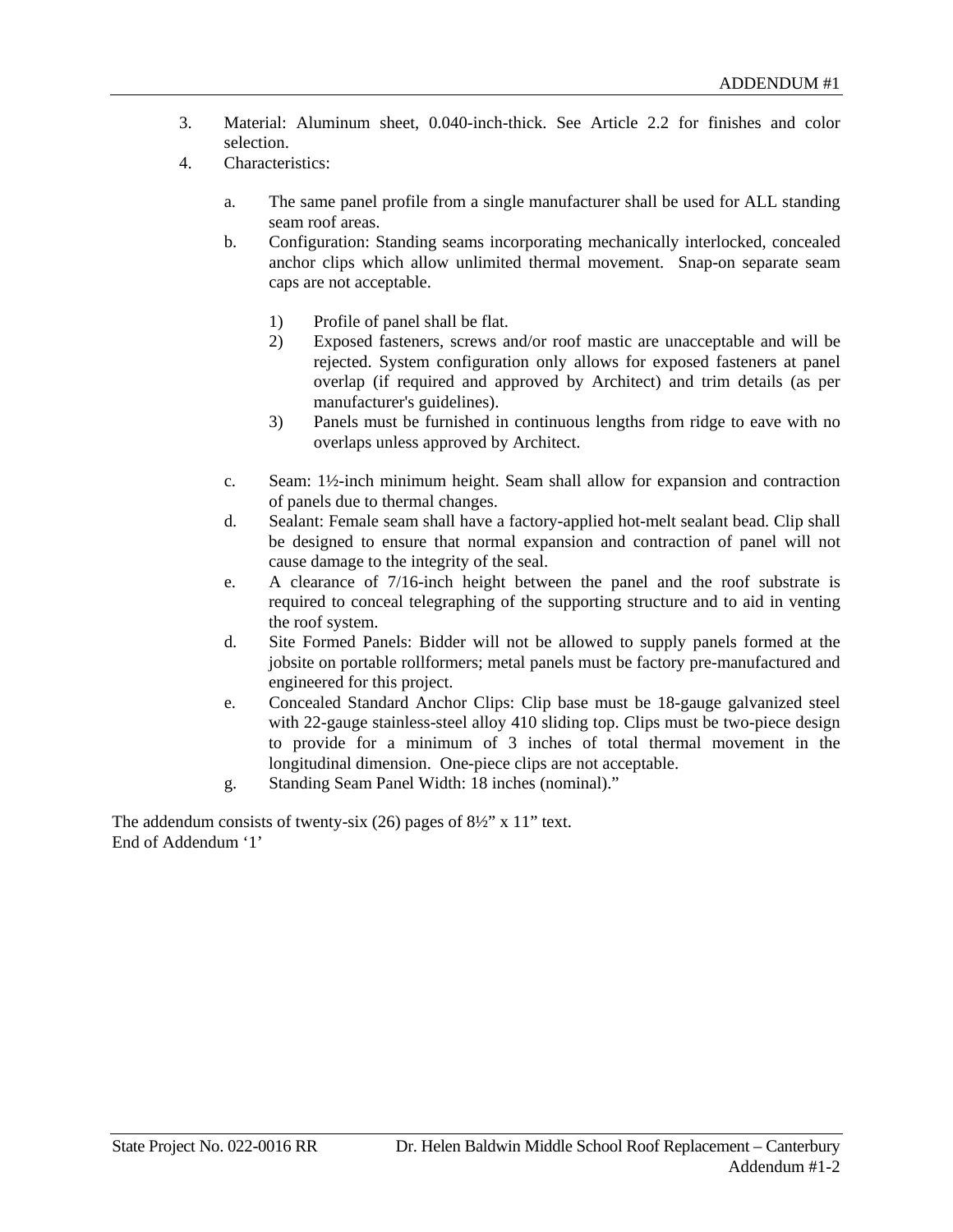3. Material: Aluminum sheet, 0.040-inch-thick. See Article 2.2 for finishes and color selection.
4. Characteristics:

    a. The same panel profile from a single manufacturer shall be used for ALL standing seam roof areas.

    b. Configuration: Standing seams incorporating mechanically interlocked, concealed anchor clips which allow unlimited thermal movement. Snap-on separate seam caps are not acceptable.

        1) Profile of panel shall be flat.
        2) Exposed fasteners, screws and/or roof mastic are unacceptable and will be rejected. System configuration only allows for exposed fasteners at panel overlap (if required and approved by Architect) and trim details (as per manufacturer's guidelines).
        3) Panels must be furnished in continuous lengths from ridge to eave with no overlaps unless approved by Architect.

    c. Seam: 1½-inch minimum height. Seam shall allow for expansion and contraction of panels due to thermal changes.

    d. Sealant: Female seam shall have a factory-applied hot-melt sealant bead. Clip shall be designed to ensure that normal expansion and contraction of panel will not cause damage to the integrity of the seal.

    e. A clearance of 7/16-inch height between the panel and the roof substrate is required to conceal telegraphing of the supporting structure and to aid in venting the roof system.

    d. Site Formed Panels: Bidder will not be allowed to supply panels formed at the jobsite on portable rollformers; metal panels must be factory pre-manufactured and engineered for this project.

    e. Concealed Standard Anchor Clips: Clip base must be 18-gauge galvanized steel with 22-gauge stainless-steel alloy 410 sliding top. Clips must be two-piece design to provide for a minimum of 3 inches of total thermal movement in the longitudinal dimension. One-piece clips are not acceptable.

    g. Standing Seam Panel Width: 18 inches (nominal)."

The addendum consists of twenty-six (26) pages of 8½" x 11" text.
End of Addendum '1'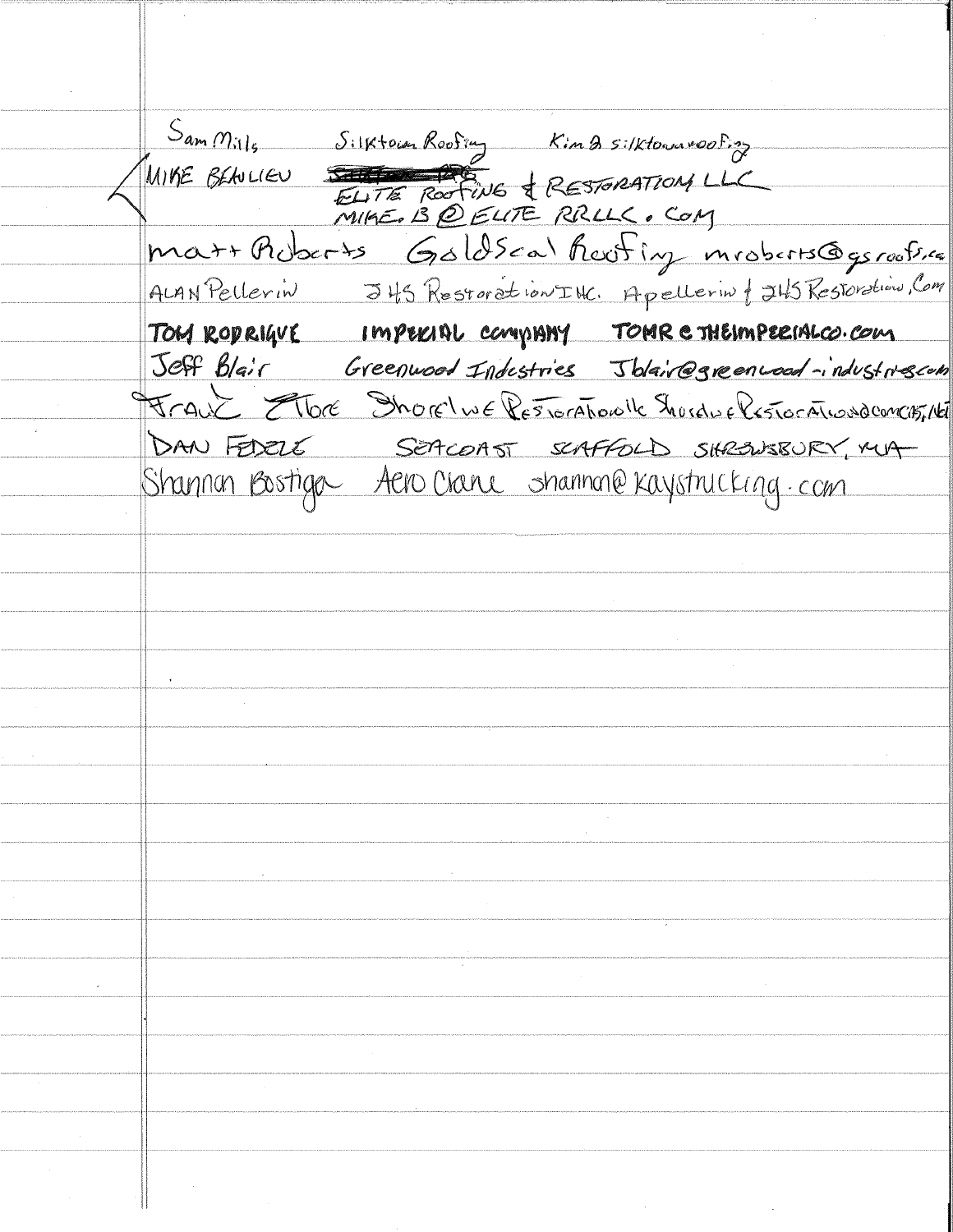Sam Mills Silktown Roofing Kim@silktownroofing

MIKE BEAULIEU ~~[struck out]~~ ELITE ROOFING & RESTORATION LLC
MIKE.B@ELITE RRLLC.COM

matt Roberts GoldSeal Roofing mroberts@gsroofs.co

ALAN Pellerin JHS Restoration INC. Apellerin@JHS Restoration.Com

TOM RODRIGUE IMPERIAL COMPANY TOMR@THEIMPERIALCO.COM

Jeff Blair Greenwood Industries Jblair@greenwood-industries.com

Frank Ettore Shoreline Restoration LLC Shoreline Restoration@comcast.net

DAN FEDELE SEACOAST SCAFFOLD SHREWSBURY, MA

Shannon Bostiga Aero Crane shannon@kaystrucking.com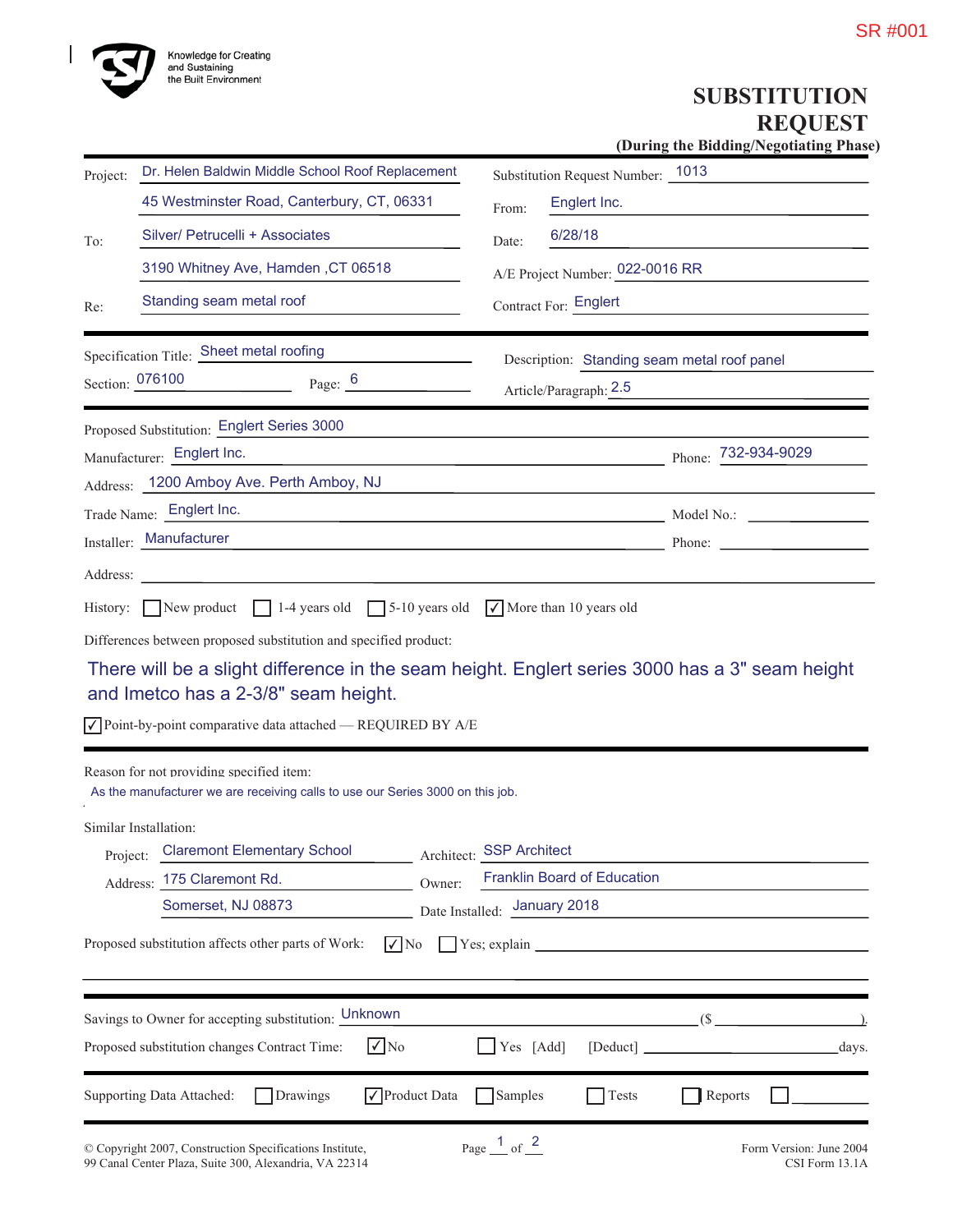SR #001

Knowledge for Creating and Sustaining the Built Environment

# SUBSTITUTION REQUEST

**(During the Bidding/Negotiating Phase)**

| | |
|---|---|
| Project: Dr. Helen Baldwin Middle School Roof Replacement | Substitution Request Number: 1013 |
| 45 Westminster Road, Canterbury, CT, 06331 | From: Englert Inc. |
| To: Silver/ Petrucelli + Associates | Date: 6/28/18 |
| 3190 Whitney Ave, Hamden ,CT 06518 | A/E Project Number: 022-0016 RR |
| Re: Standing seam metal roof | Contract For: Englert |

Specification Title: Sheet metal roofing

Description: Standing seam metal roof panel

Section: 076100    Page: 6

Article/Paragraph: 2.5

Proposed Substitution: Englert Series 3000

Manufacturer: Englert Inc.    Phone: 732-934-9029

Address: 1200 Amboy Ave. Perth Amboy, NJ

Trade Name: Englert Inc.    Model No.:

Installer: Manufacturer    Phone:

Address:

History: ☐ New product ☐ 1-4 years old ☐ 5-10 years old ☑ More than 10 years old

Differences between proposed substitution and specified product:

There will be a slight difference in the seam height. Englert series 3000 has a 3" seam height and Imetco has a 2-3/8" seam height.

☑ Point-by-point comparative data attached — REQUIRED BY A/E

Reason for not providing specified item:

As the manufacturer we are receiving calls to use our Series 3000 on this job.

Similar Installation:

Project: Claremont Elementary School    Architect: SSP Architect

Address: 175 Claremont Rd.    Owner: Franklin Board of Education

Somerset, NJ 08873    Date Installed: January 2018

Proposed substitution affects other parts of Work: ☑ No ☐ Yes; explain

Savings to Owner for accepting substitution: Unknown ($ ).

Proposed substitution changes Contract Time: ☑ No ☐ Yes [Add] [Deduct] days.

Supporting Data Attached: ☐ Drawings ☑ Product Data ☐ Samples ☐ Tests ☐ Reports ☐

© Copyright 2007, Construction Specifications Institute, 99 Canal Center Plaza, Suite 300, Alexandria, VA 22314

Form Version: June 2004 CSI Form 13.1A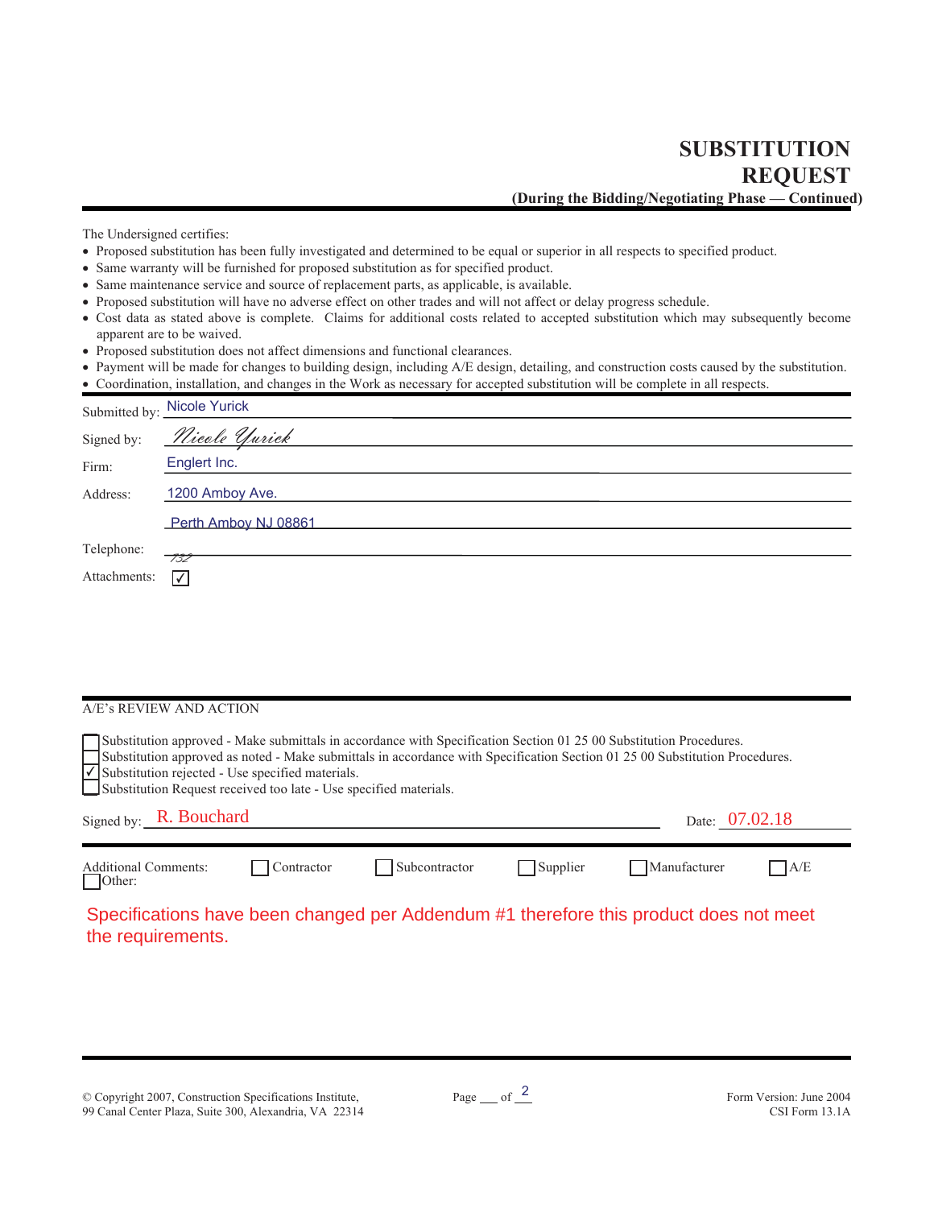# SUBSTITUTION REQUEST

**(During the Bidding/Negotiating Phase — Continued)**

The Undersigned certifies:

- Proposed substitution has been fully investigated and determined to be equal or superior in all respects to specified product.
- Same warranty will be furnished for proposed substitution as for specified product.
- Same maintenance service and source of replacement parts, as applicable, is available.
- Proposed substitution will have no adverse effect on other trades and will not affect or delay progress schedule.
- Cost data as stated above is complete. Claims for additional costs related to accepted substitution which may subsequently become apparent are to be waived.
- Proposed substitution does not affect dimensions and functional clearances.
- Payment will be made for changes to building design, including A/E design, detailing, and construction costs caused by the substitution.
- Coordination, installation, and changes in the Work as necessary for accepted substitution will be complete in all respects.

Submitted by: Nicole Yurick

Signed by: *Nicole Yurick*

Firm: Englert Inc.

Address: 1200 Amboy Ave.

Perth Amboy NJ 08861

Telephone: 732

Attachments: ☑

A/E's REVIEW AND ACTION

- ☐ Substitution approved - Make submittals in accordance with Specification Section 01 25 00 Substitution Procedures.
- ☐ Substitution approved as noted - Make submittals in accordance with Specification Section 01 25 00 Substitution Procedures.
- ☑ Substitution rejected - Use specified materials.
- ☐ Substitution Request received too late - Use specified materials.

Signed by: R. Bouchard Date: 07.02.18

Additional Comments: ☐ Contractor ☐ Subcontractor ☐ Supplier ☐ Manufacturer ☐ A/E ☐ Other:

Specifications have been changed per Addendum #1 therefore this product does not meet the requirements.

© Copyright 2007, Construction Specifications Institute,
99 Canal Center Plaza, Suite 300, Alexandria, VA 22314

Form Version: June 2004
CSI Form 13.1A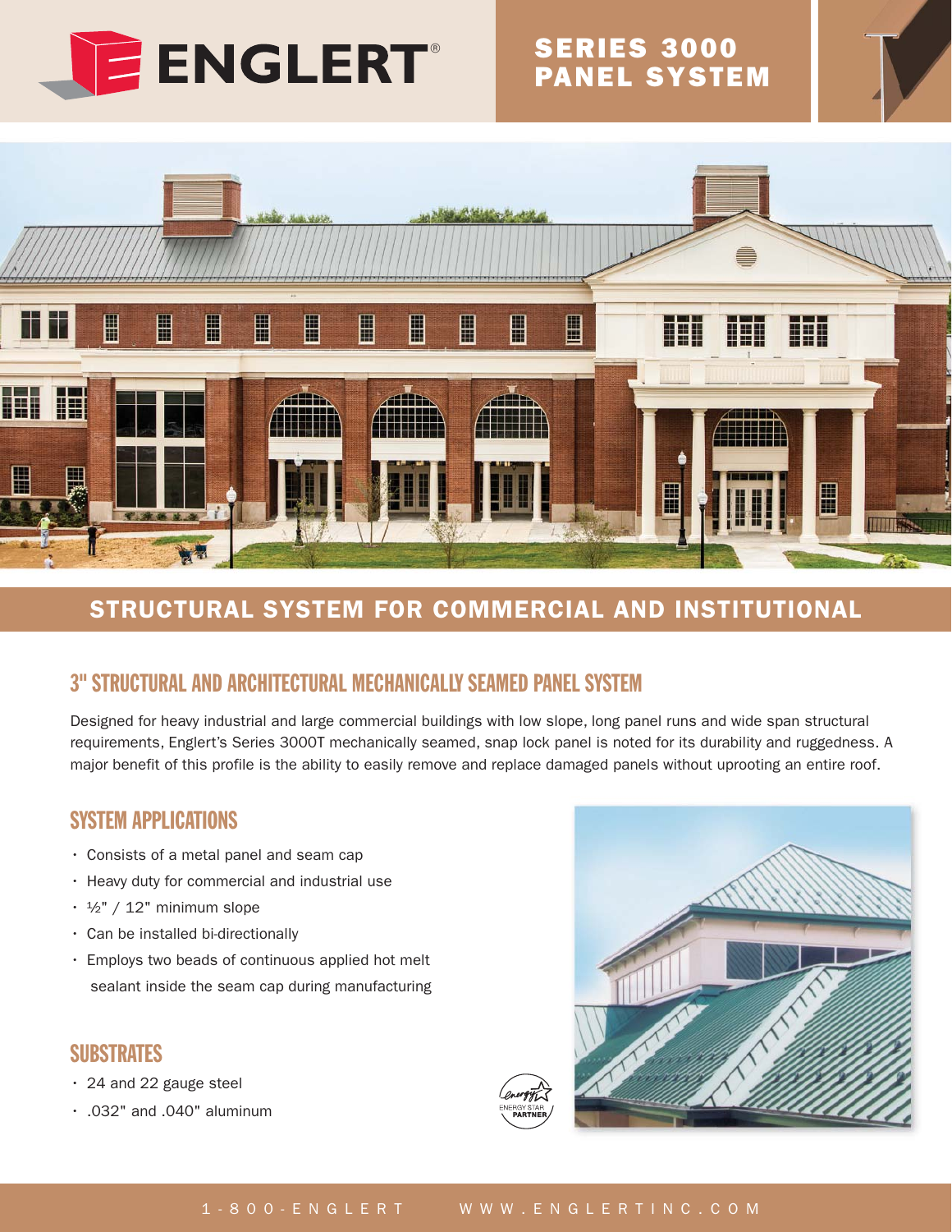ENGLERT®

# SERIES 3000 PANEL SYSTEM

## STRUCTURAL SYSTEM FOR COMMERCIAL AND INSTITUTIONAL

### 3" STRUCTURAL AND ARCHITECTURAL MECHANICALLY SEAMED PANEL SYSTEM

Designed for heavy industrial and large commercial buildings with low slope, long panel runs and wide span structural requirements, Englert's Series 3000T mechanically seamed, snap lock panel is noted for its durability and ruggedness. A major benefit of this profile is the ability to easily remove and replace damaged panels without uprooting an entire roof.

### SYSTEM APPLICATIONS

- Consists of a metal panel and seam cap
- Heavy duty for commercial and industrial use
- ½" / 12" minimum slope
- Can be installed bi-directionally
- Employs two beads of continuous applied hot melt sealant inside the seam cap during manufacturing

### SUBSTRATES

- 24 and 22 gauge steel
- .032" and .040" aluminum

ENERGY STAR PARTNER

1-800-ENGLERT WWW.ENGLERTINC.COM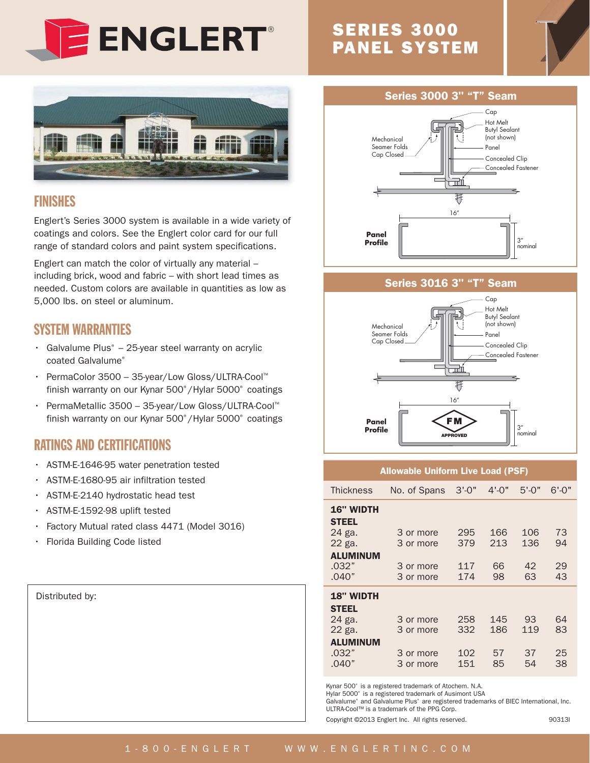# ENGLERT®

# SERIES 3000 PANEL SYSTEM

## FINISHES

Englert's Series 3000 system is available in a wide variety of coatings and colors. See the Englert color card for our full range of standard colors and paint system specifications.

Englert can match the color of virtually any material – including brick, wood and fabric – with short lead times as needed. Custom colors are available in quantities as low as 5,000 lbs. on steel or aluminum.

## SYSTEM WARRANTIES

- Galvalume Plus® – 25-year steel warranty on acrylic coated Galvalume®
- PermaColor 3500 – 35-year/Low Gloss/ULTRA-Cool™ finish warranty on our Kynar 500®/Hylar 5000® coatings
- PermaMetallic 3500 – 35-year/Low Gloss/ULTRA-Cool™ finish warranty on our Kynar 500®/Hylar 5000® coatings

## RATINGS AND CERTIFICATIONS

- ASTM-E-1646-95 water penetration tested
- ASTM-E-1680-95 air infiltration tested
- ASTM-E-2140 hydrostatic head test
- ASTM-E-1592-98 uplift tested
- Factory Mutual rated class 4471 (Model 3016)
- Florida Building Code listed

Distributed by:

## Series 3000 3" "T" Seam

Cap
Hot Melt Butyl Sealant (not shown)
Mechanical Seamer Folds Cap Closed
Panel
Concealed Clip
Concealed Fastener

Panel Profile — 16" — 3" nominal

## Series 3016 3" "T" Seam

Cap
Hot Melt Butyl Sealant (not shown)
Mechanical Seamer Folds Cap Closed
Panel
Concealed Clip
Concealed Fastener

Panel Profile — 16" — FM APPROVED — 3" nominal

## Allowable Uniform Live Load (PSF)

| Thickness | No. of Spans | 3'-0" | 4'-0" | 5'-0" | 6'-0" |
|---|---|---|---|---|---|
| **16" WIDTH** | | | | | |
| **STEEL** | | | | | |
| 24 ga. | 3 or more | 295 | 166 | 106 | 73 |
| 22 ga. | 3 or more | 379 | 213 | 136 | 94 |
| **ALUMINUM** | | | | | |
| .032" | 3 or more | 117 | 66 | 42 | 29 |
| .040" | 3 or more | 174 | 98 | 63 | 43 |
| **18" WIDTH** | | | | | |
| **STEEL** | | | | | |
| 24 ga. | 3 or more | 258 | 145 | 93 | 64 |
| 22 ga. | 3 or more | 332 | 186 | 119 | 83 |
| **ALUMINUM** | | | | | |
| .032" | 3 or more | 102 | 57 | 37 | 25 |
| .040" | 3 or more | 151 | 85 | 54 | 38 |

Kynar 500® is a registered trademark of Atochem. N.A.
Hylar 5000® is a registered trademark of Ausimont USA
Galvalume® and Galvalume Plus® are registered trademarks of BIEC International, Inc.
ULTRA-Cool™ is a trademark of the PPG Corp.

Copyright ©2013 Englert Inc. All rights reserved. 90313I

1-800-ENGLERT WWW.ENGLERTINC.COM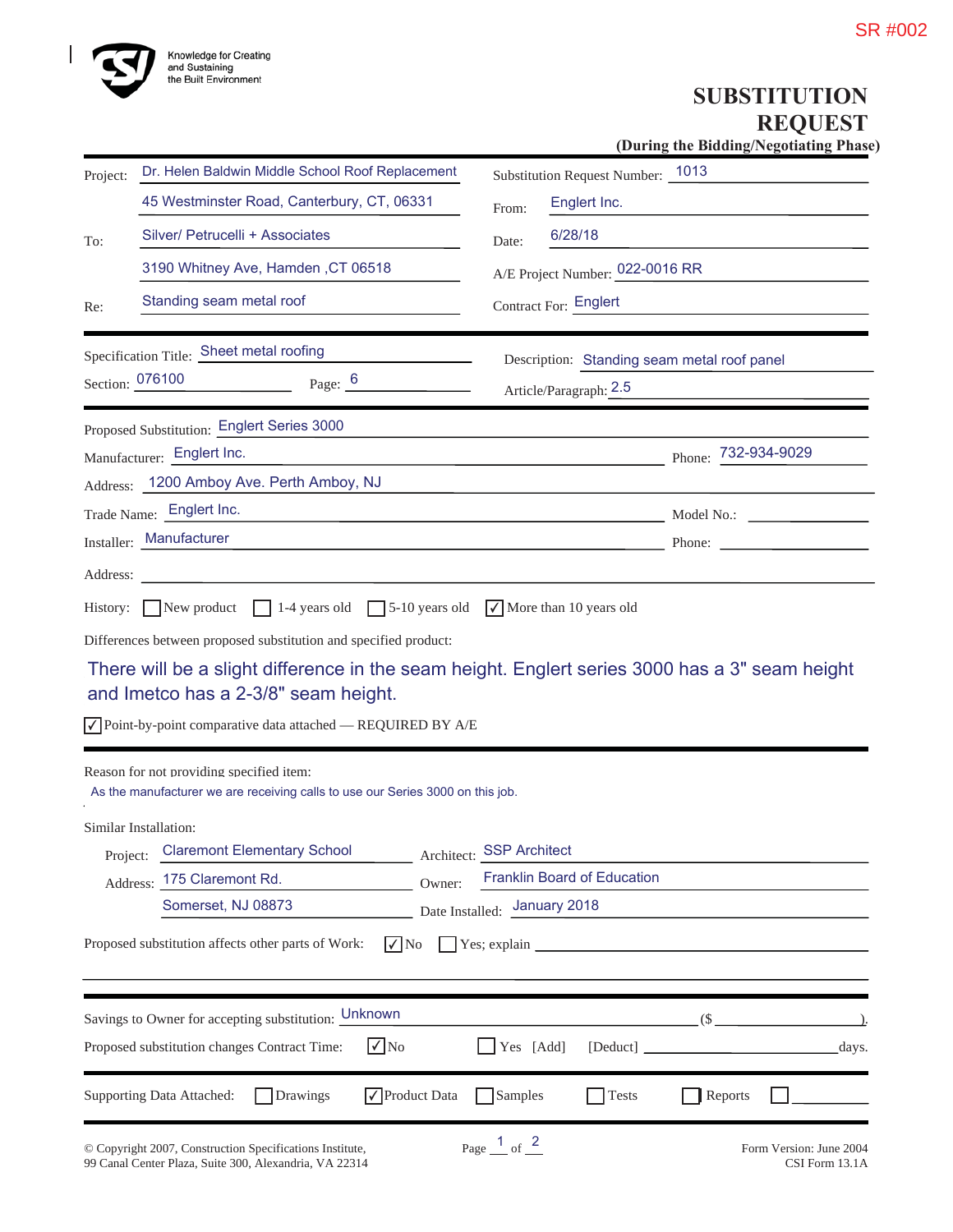SR #002

Knowledge for Creating and Sustaining the Built Environment

# SUBSTITUTION REQUEST

**(During the Bidding/Negotiating Phase)**

| | | | |
|---|---|---|---|
| Project: | Dr. Helen Baldwin Middle School Roof Replacement | Substitution Request Number: | 1013 |
| | 45 Westminster Road, Canterbury, CT, 06331 | From: | Englert Inc. |
| To: | Silver/ Petrucelli + Associates | Date: | 6/28/18 |
| | 3190 Whitney Ave, Hamden ,CT 06518 | A/E Project Number: | 022-0016 RR |
| Re: | Standing seam metal roof | Contract For: | Englert |

Specification Title: Sheet metal roofing

Description: Standing seam metal roof panel

Section: 076100  Page: 6  Article/Paragraph: 2.5

Proposed Substitution: Englert Series 3000

Manufacturer: Englert Inc.  Phone: 732-934-9029

Address: 1200 Amboy Ave. Perth Amboy, NJ

Trade Name: Englert Inc.  Model No.:

Installer: Manufacturer  Phone:

Address:

History: ☐ New product ☐ 1-4 years old ☐ 5-10 years old ☑ More than 10 years old

Differences between proposed substitution and specified product:

There will be a slight difference in the seam height. Englert series 3000 has a 3" seam height and Imetco has a 2-3/8" seam height.

☑ Point-by-point comparative data attached — REQUIRED BY A/E

Reason for not providing specified item:

As the manufacturer we are receiving calls to use our Series 3000 on this job.

Similar Installation:

Project: Claremont Elementary School  Architect: SSP Architect

Address: 175 Claremont Rd. Somerset, NJ 08873  Owner: Franklin Board of Education

Date Installed: January 2018

Proposed substitution affects other parts of Work: ☑ No ☐ Yes; explain

Savings to Owner for accepting substitution: Unknown ($ ).

Proposed substitution changes Contract Time: ☑ No ☐ Yes [Add] [Deduct] days.

Supporting Data Attached: ☐ Drawings ☑ Product Data ☐ Samples ☐ Tests ☐ Reports ☐

© Copyright 2007, Construction Specifications Institute, 99 Canal Center Plaza, Suite 300, Alexandria, VA 22314

Form Version: June 2004
CSI Form 13.1A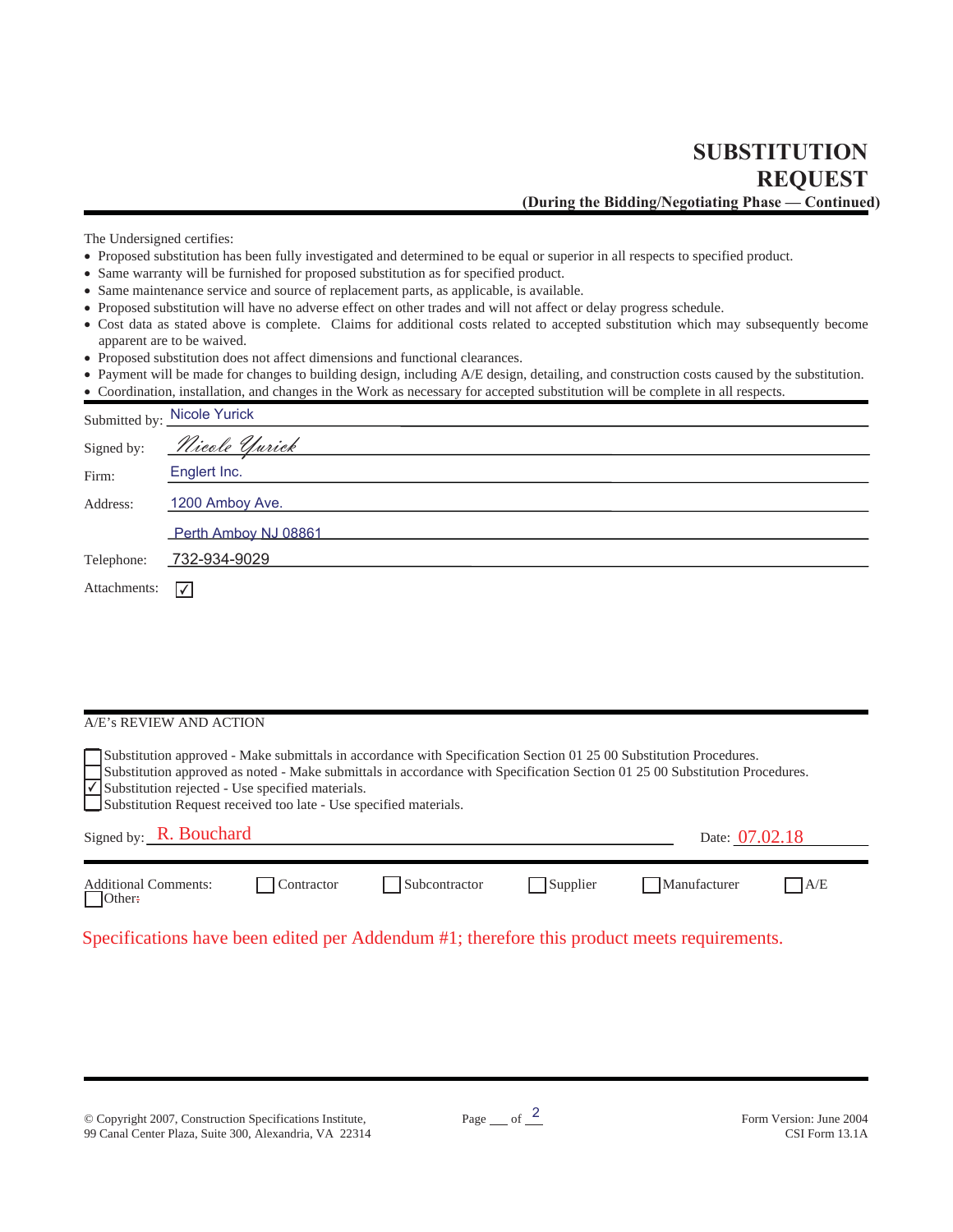# SUBSTITUTION REQUEST

**(During the Bidding/Negotiating Phase — Continued)**

The Undersigned certifies:

- Proposed substitution has been fully investigated and determined to be equal or superior in all respects to specified product.
- Same warranty will be furnished for proposed substitution as for specified product.
- Same maintenance service and source of replacement parts, as applicable, is available.
- Proposed substitution will have no adverse effect on other trades and will not affect or delay progress schedule.
- Cost data as stated above is complete. Claims for additional costs related to accepted substitution which may subsequently become apparent are to be waived.
- Proposed substitution does not affect dimensions and functional clearances.
- Payment will be made for changes to building design, including A/E design, detailing, and construction costs caused by the substitution.
- Coordination, installation, and changes in the Work as necessary for accepted substitution will be complete in all respects.

Submitted by: Nicole Yurick

Signed by: Nicole Yurick

Firm: Englert Inc.

Address: 1200 Amboy Ave.

Perth Amboy NJ 08861

Telephone: 732-934-9029

Attachments: ☑

A/E's REVIEW AND ACTION

☐ Substitution approved - Make submittals in accordance with Specification Section 01 25 00 Substitution Procedures.
☐ Substitution approved as noted - Make submittals in accordance with Specification Section 01 25 00 Substitution Procedures.
☑ Substitution rejected - Use specified materials.
☐ Substitution Request received too late - Use specified materials.

Signed by: R. Bouchard    Date: 07.02.18

Additional Comments: ☐ Contractor ☐ Subcontractor ☐ Supplier ☐ Manufacturer ☐ A/E ☐ Other:

Specifications have been edited per Addendum #1; therefore this product meets requirements.

© Copyright 2007, Construction Specifications Institute,
99 Canal Center Plaza, Suite 300, Alexandria, VA 22314

Page ___ of 2

Form Version: June 2004
CSI Form 13.1A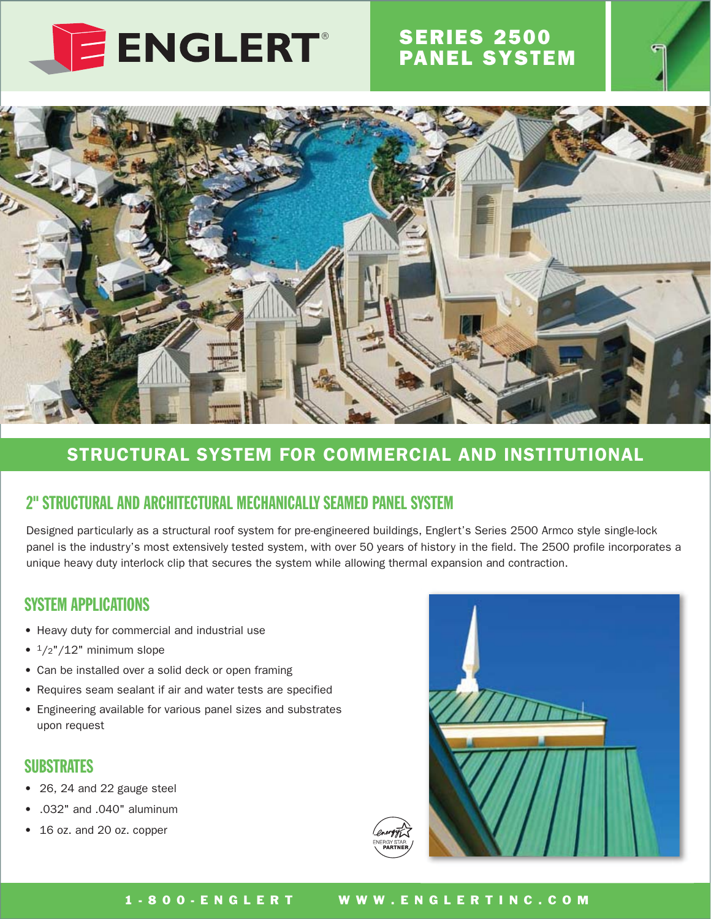# ENGLERT®

## SERIES 2500 PANEL SYSTEM

## STRUCTURAL SYSTEM FOR COMMERCIAL AND INSTITUTIONAL

### 2" STRUCTURAL AND ARCHITECTURAL MECHANICALLY SEAMED PANEL SYSTEM

Designed particularly as a structural roof system for pre-engineered buildings, Englert's Series 2500 Armco style single-lock panel is the industry's most extensively tested system, with over 50 years of history in the field. The 2500 profile incorporates a unique heavy duty interlock clip that secures the system while allowing thermal expansion and contraction.

### SYSTEM APPLICATIONS

- Heavy duty for commercial and industrial use
- 1/2"/12" minimum slope
- Can be installed over a solid deck or open framing
- Requires seam sealant if air and water tests are specified
- Engineering available for various panel sizes and substrates upon request

### SUBSTRATES

- 26, 24 and 22 gauge steel
- .032" and .040" aluminum
- 16 oz. and 20 oz. copper

ENERGY STAR PARTNER

1-800-ENGLERT WWW.ENGLERTINC.COM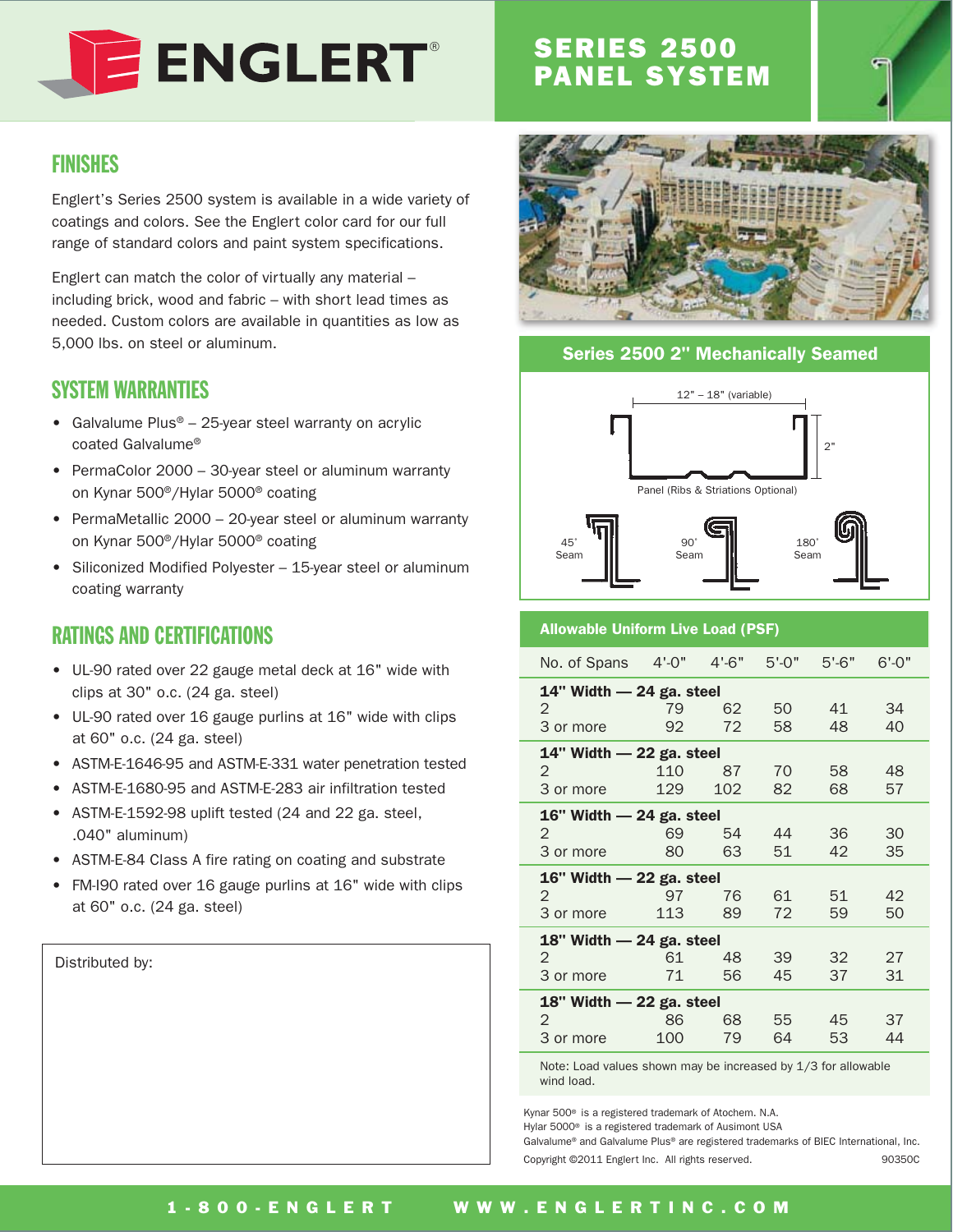# ENGLERT®

# SERIES 2500 PANEL SYSTEM

## FINISHES

Englert's Series 2500 system is available in a wide variety of coatings and colors. See the Englert color card for our full range of standard colors and paint system specifications.

Englert can match the color of virtually any material – including brick, wood and fabric – with short lead times as needed. Custom colors are available in quantities as low as 5,000 lbs. on steel or aluminum.

## SYSTEM WARRANTIES

- Galvalume Plus® – 25-year steel warranty on acrylic coated Galvalume®
- PermaColor 2000 – 30-year steel or aluminum warranty on Kynar 500®/Hylar 5000® coating
- PermaMetallic 2000 – 20-year steel or aluminum warranty on Kynar 500®/Hylar 5000® coating
- Siliconized Modified Polyester – 15-year steel or aluminum coating warranty

## RATINGS AND CERTIFICATIONS

- UL-90 rated over 22 gauge metal deck at 16" wide with clips at 30" o.c. (24 ga. steel)
- UL-90 rated over 16 gauge purlins at 16" wide with clips at 60" o.c. (24 ga. steel)
- ASTM-E-1646-95 and ASTM-E-331 water penetration tested
- ASTM-E-1680-95 and ASTM-E-283 air infiltration tested
- ASTM-E-1592-98 uplift tested (24 and 22 ga. steel, .040" aluminum)
- ASTM-E-84 Class A fire rating on coating and substrate
- FM-I90 rated over 16 gauge purlins at 16" wide with clips at 60" o.c. (24 ga. steel)

Distributed by:

### Series 2500 2" Mechanically Seamed

12" – 18" (variable)

2"

Panel (Ribs & Striations Optional)

45° Seam

90° Seam

180° Seam

### Allowable Uniform Live Load (PSF)

| No. of Spans | 4'-0" | 4'-6" | 5'-0" | 5'-6" | 6'-0" |
|---|---|---|---|---|---|
| **14" Width — 24 ga. steel** | | | | | |
| 2 | 79 | 62 | 50 | 41 | 34 |
| 3 or more | 92 | 72 | 58 | 48 | 40 |
| **14" Width — 22 ga. steel** | | | | | |
| 2 | 110 | 87 | 70 | 58 | 48 |
| 3 or more | 129 | 102 | 82 | 68 | 57 |
| **16" Width — 24 ga. steel** | | | | | |
| 2 | 69 | 54 | 44 | 36 | 30 |
| 3 or more | 80 | 63 | 51 | 42 | 35 |
| **16" Width — 22 ga. steel** | | | | | |
| 2 | 97 | 76 | 61 | 51 | 42 |
| 3 or more | 113 | 89 | 72 | 59 | 50 |
| **18" Width — 24 ga. steel** | | | | | |
| 2 | 61 | 48 | 39 | 32 | 27 |
| 3 or more | 71 | 56 | 45 | 37 | 31 |
| **18" Width — 22 ga. steel** | | | | | |
| 2 | 86 | 68 | 55 | 45 | 37 |
| 3 or more | 100 | 79 | 64 | 53 | 44 |

Note: Load values shown may be increased by 1/3 for allowable wind load.

Kynar 500® is a registered trademark of Atochem. N.A.
Hylar 5000® is a registered trademark of Ausimont USA
Galvalume® and Galvalume Plus® are registered trademarks of BIEC International, Inc.
Copyright ©2011 Englert Inc. All rights reserved. 90350C

1-800-ENGLERT WWW.ENGLERTINC.COM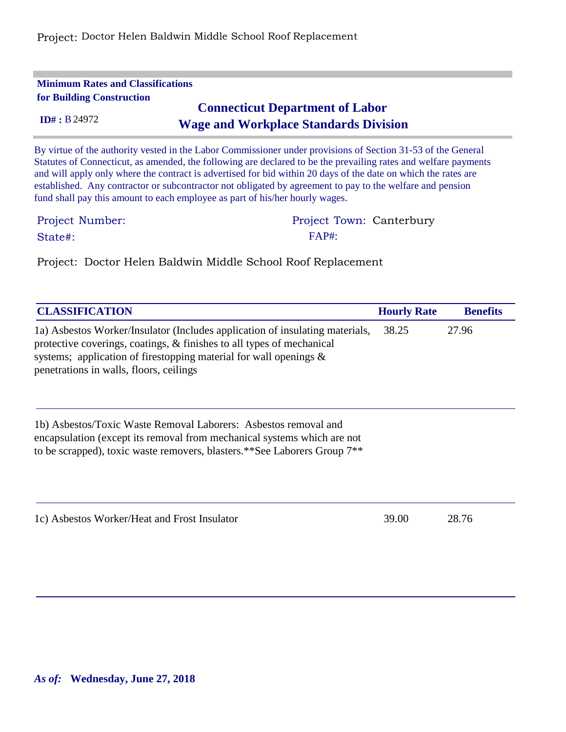Project: Doctor Helen Baldwin Middle School Roof Replacement

**Minimum Rates and Classifications for Building Construction**

**ID# :** B 24972

## Connecticut Department of Labor
## Wage and Workplace Standards Division

By virtue of the authority vested in the Labor Commissioner under provisions of Section 31-53 of the General Statutes of Connecticut, as amended, the following are declared to be the prevailing rates and welfare payments and will apply only where the contract is advertised for bid within 20 days of the date on which the rates are established. Any contractor or subcontractor not obligated by agreement to pay to the welfare and pension fund shall pay this amount to each employee as part of his/her hourly wages.

Project Number: Project Town: Canterbury

State#: FAP#:

Project: Doctor Helen Baldwin Middle School Roof Replacement

| CLASSIFICATION | Hourly Rate | Benefits |
|---|---|---|
| 1a) Asbestos Worker/Insulator (Includes application of insulating materials, protective coverings, coatings, & finishes to all types of mechanical systems; application of firestopping material for wall openings & penetrations in walls, floors, ceilings | 38.25 | 27.96 |
| 1b) Asbestos/Toxic Waste Removal Laborers: Asbestos removal and encapsulation (except its removal from mechanical systems which are not to be scrapped), toxic waste removers, blasters.**See Laborers Group 7** | | |
| 1c) Asbestos Worker/Heat and Frost Insulator | 39.00 | 28.76 |

*As of:* **Wednesday, June 27, 2018**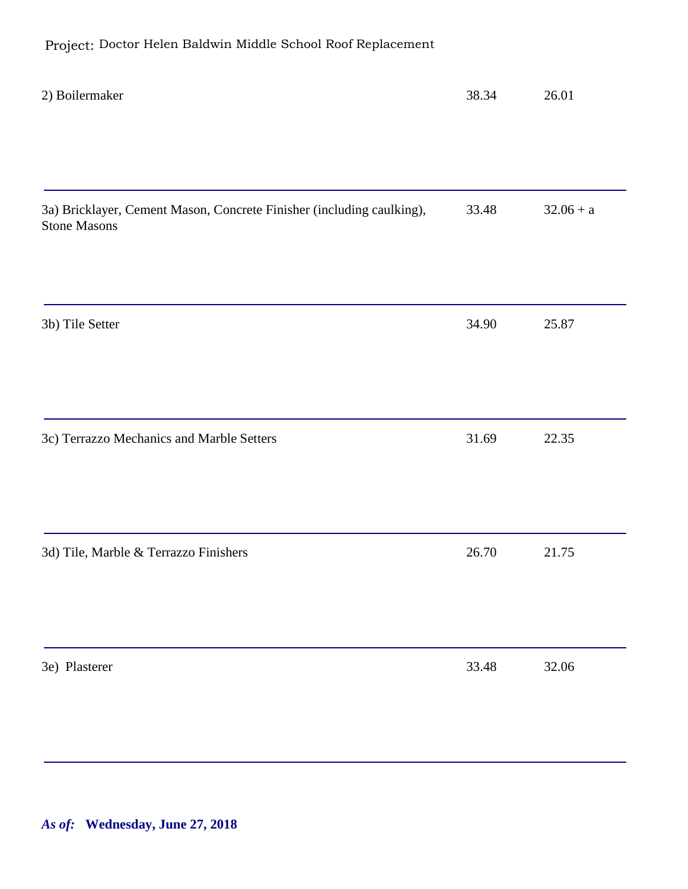Project: Doctor Helen Baldwin Middle School Roof Replacement

| | | |
|---|---|---|
| 2) Boilermaker | 38.34 | 26.01 |
| 3a) Bricklayer, Cement Mason, Concrete Finisher (including caulking), Stone Masons | 33.48 | 32.06 + a |
| 3b) Tile Setter | 34.90 | 25.87 |
| 3c) Terrazzo Mechanics and Marble Setters | 31.69 | 22.35 |
| 3d) Tile, Marble & Terrazzo Finishers | 26.70 | 21.75 |
| 3e) Plasterer | 33.48 | 32.06 |

***As of:* Wednesday, June 27, 2018**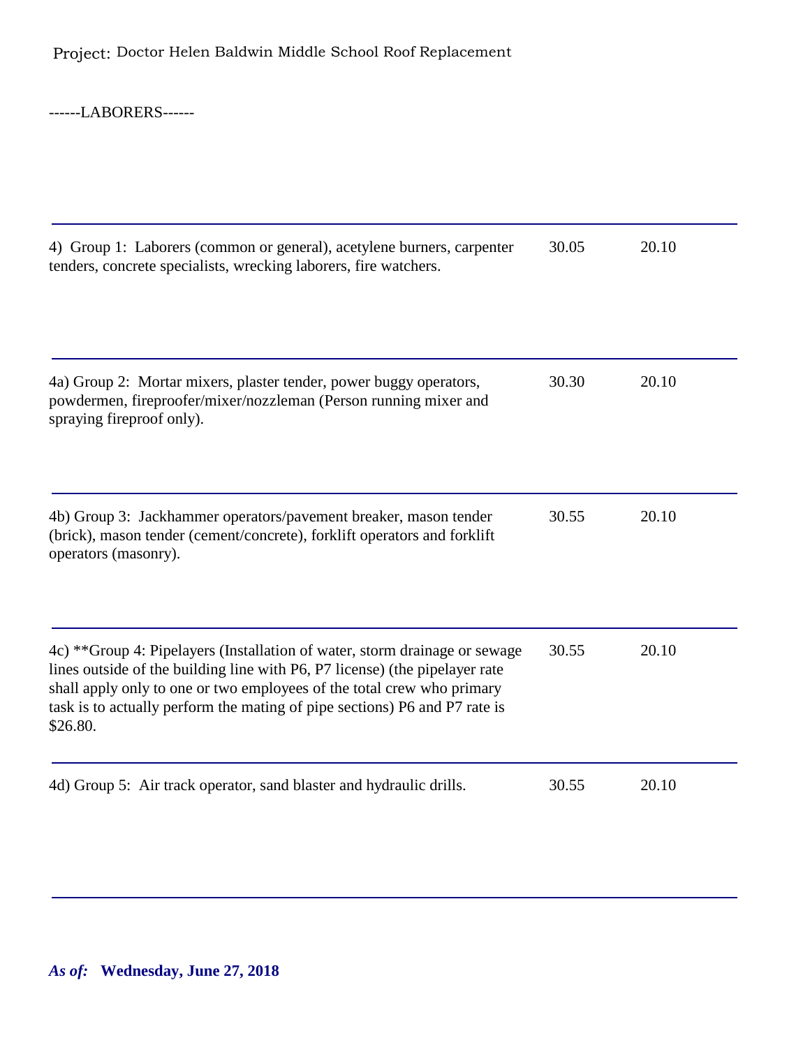Project: Doctor Helen Baldwin Middle School Roof Replacement

------LABORERS------

| | | |
|---|---|---|
| 4) Group 1: Laborers (common or general), acetylene burners, carpenter tenders, concrete specialists, wrecking laborers, fire watchers. | 30.05 | 20.10 |
| 4a) Group 2: Mortar mixers, plaster tender, power buggy operators, powdermen, fireproofer/mixer/nozzleman (Person running mixer and spraying fireproof only). | 30.30 | 20.10 |
| 4b) Group 3: Jackhammer operators/pavement breaker, mason tender (brick), mason tender (cement/concrete), forklift operators and forklift operators (masonry). | 30.55 | 20.10 |
| 4c) **Group 4: Pipelayers (Installation of water, storm drainage or sewage lines outside of the building line with P6, P7 license) (the pipelayer rate shall apply only to one or two employees of the total crew who primary task is to actually perform the mating of pipe sections) P6 and P7 rate is $26.80. | 30.55 | 20.10 |
| 4d) Group 5: Air track operator, sand blaster and hydraulic drills. | 30.55 | 20.10 |

***As of:*** **Wednesday, June 27, 2018**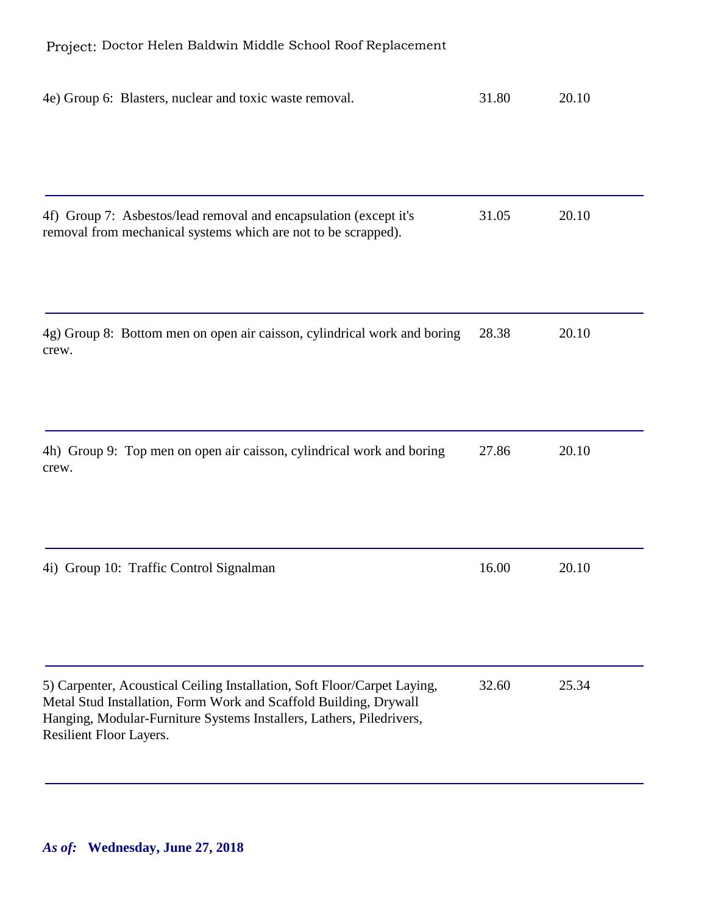Project: Doctor Helen Baldwin Middle School Roof Replacement

| | | |
|---|---|---|
| 4e) Group 6: Blasters, nuclear and toxic waste removal. | 31.80 | 20.10 |
| 4f) Group 7: Asbestos/lead removal and encapsulation (except it's removal from mechanical systems which are not to be scrapped). | 31.05 | 20.10 |
| 4g) Group 8: Bottom men on open air caisson, cylindrical work and boring crew. | 28.38 | 20.10 |
| 4h) Group 9: Top men on open air caisson, cylindrical work and boring crew. | 27.86 | 20.10 |
| 4i) Group 10: Traffic Control Signalman | 16.00 | 20.10 |
| 5) Carpenter, Acoustical Ceiling Installation, Soft Floor/Carpet Laying, Metal Stud Installation, Form Work and Scaffold Building, Drywall Hanging, Modular-Furniture Systems Installers, Lathers, Piledrivers, Resilient Floor Layers. | 32.60 | 25.34 |

***As of:*** **Wednesday, June 27, 2018**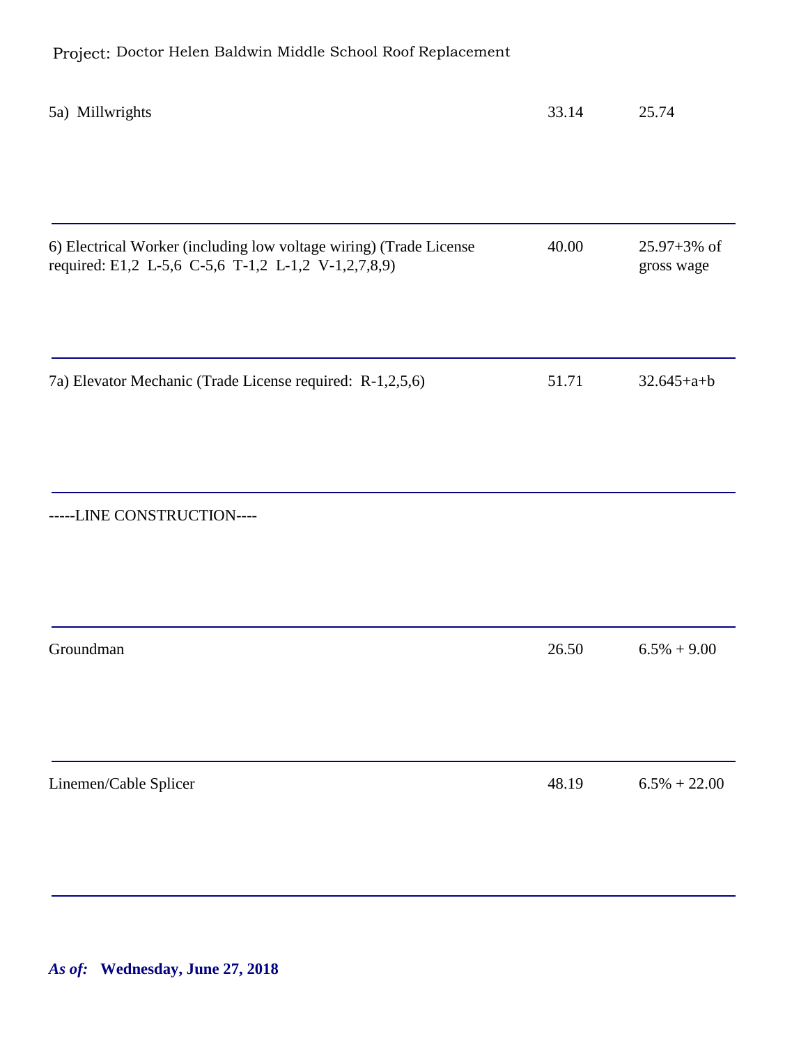Project: Doctor Helen Baldwin Middle School Roof Replacement

| | | |
|---|---|---|
| 5a) Millwrights | 33.14 | 25.74 |
| 6) Electrical Worker (including low voltage wiring) (Trade License required: E1,2 L-5,6 C-5,6 T-1,2 L-1,2 V-1,2,7,8,9) | 40.00 | 25.97+3% of gross wage |
| 7a) Elevator Mechanic (Trade License required: R-1,2,5,6) | 51.71 | 32.645+a+b |
| -----LINE CONSTRUCTION---- | | |
| Groundman | 26.50 | 6.5% + 9.00 |
| Linemen/Cable Splicer | 48.19 | 6.5% + 22.00 |

***As of:*** **Wednesday, June 27, 2018**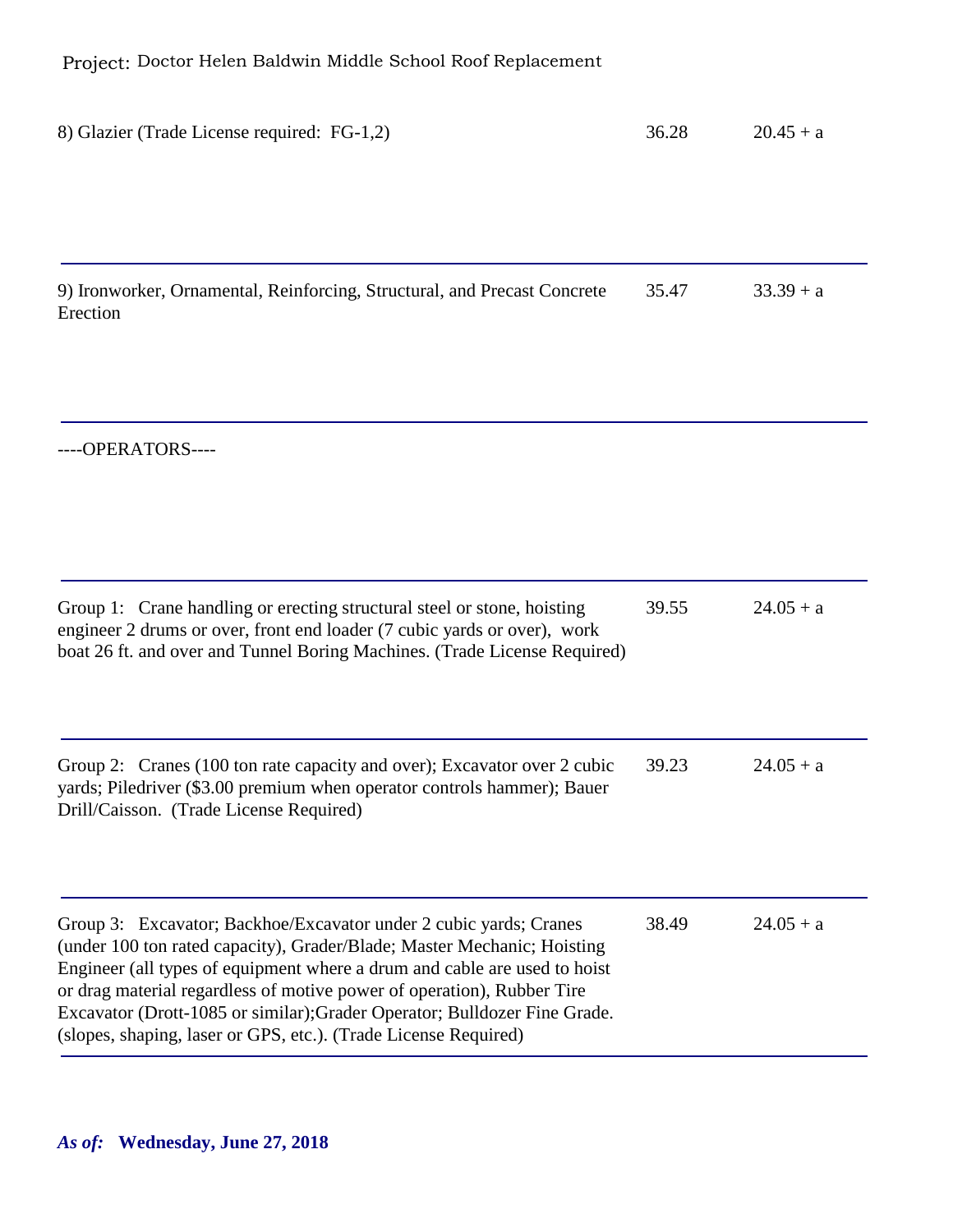Project: Doctor Helen Baldwin Middle School Roof Replacement

| | | |
|---|---|---|
| 8) Glazier (Trade License required: FG-1,2) | 36.28 | 20.45 + a |
| 9) Ironworker, Ornamental, Reinforcing, Structural, and Precast Concrete Erection | 35.47 | 33.39 + a |
| ----OPERATORS---- | | |
| Group 1: Crane handling or erecting structural steel or stone, hoisting engineer 2 drums or over, front end loader (7 cubic yards or over), work boat 26 ft. and over and Tunnel Boring Machines. (Trade License Required) | 39.55 | 24.05 + a |
| Group 2: Cranes (100 ton rate capacity and over); Excavator over 2 cubic yards; Piledriver ($3.00 premium when operator controls hammer); Bauer Drill/Caisson. (Trade License Required) | 39.23 | 24.05 + a |
| Group 3: Excavator; Backhoe/Excavator under 2 cubic yards; Cranes (under 100 ton rated capacity), Grader/Blade; Master Mechanic; Hoisting Engineer (all types of equipment where a drum and cable are used to hoist or drag material regardless of motive power of operation), Rubber Tire Excavator (Drott-1085 or similar);Grader Operator; Bulldozer Fine Grade. (slopes, shaping, laser or GPS, etc.). (Trade License Required) | 38.49 | 24.05 + a |

***As of:* Wednesday, June 27, 2018**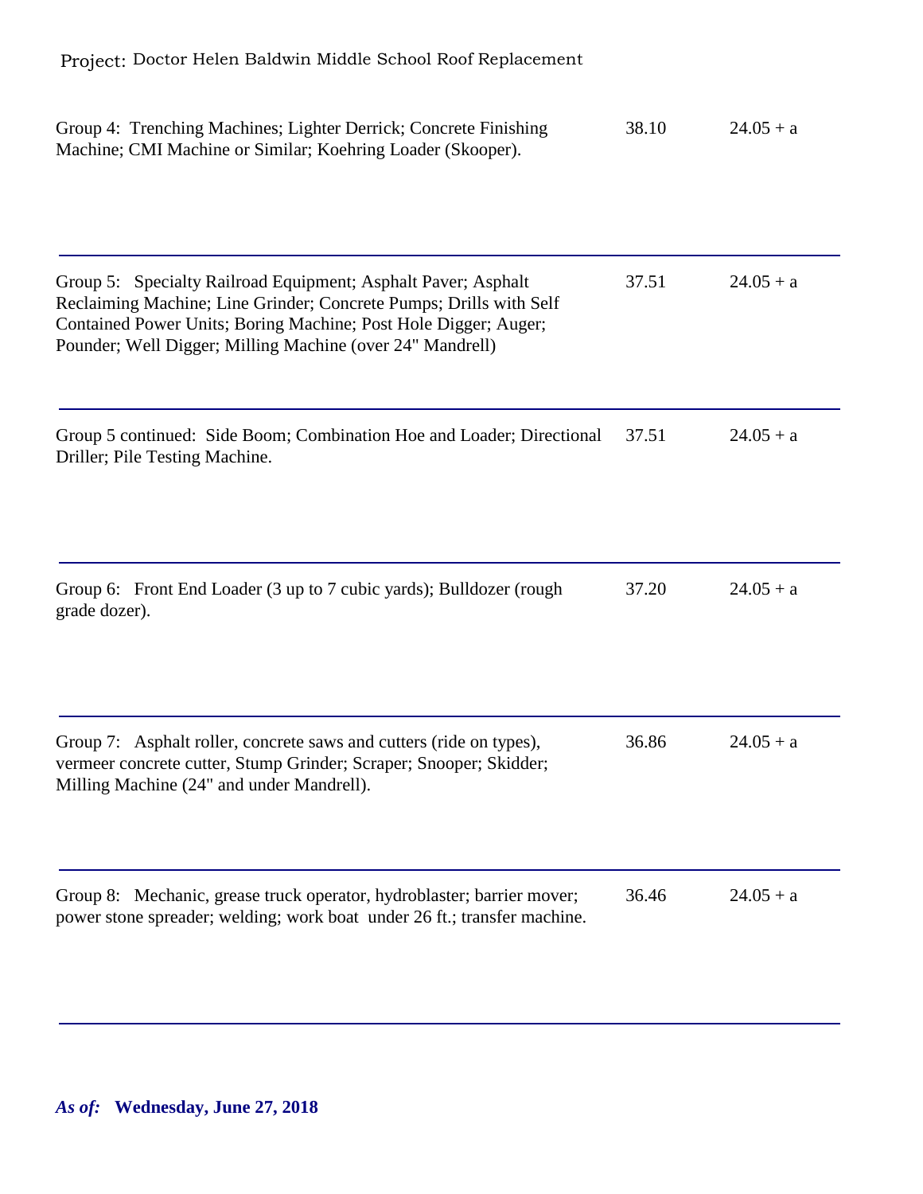Project: Doctor Helen Baldwin Middle School Roof Replacement

| | | |
|---|---|---|
| Group 4: Trenching Machines; Lighter Derrick; Concrete Finishing Machine; CMI Machine or Similar; Koehring Loader (Skooper). | 38.10 | 24.05 + a |
| Group 5: Specialty Railroad Equipment; Asphalt Paver; Asphalt Reclaiming Machine; Line Grinder; Concrete Pumps; Drills with Self Contained Power Units; Boring Machine; Post Hole Digger; Auger; Pounder; Well Digger; Milling Machine (over 24" Mandrell) | 37.51 | 24.05 + a |
| Group 5 continued: Side Boom; Combination Hoe and Loader; Directional Driller; Pile Testing Machine. | 37.51 | 24.05 + a |
| Group 6: Front End Loader (3 up to 7 cubic yards); Bulldozer (rough grade dozer). | 37.20 | 24.05 + a |
| Group 7: Asphalt roller, concrete saws and cutters (ride on types), vermeer concrete cutter, Stump Grinder; Scraper; Snooper; Skidder; Milling Machine (24" and under Mandrell). | 36.86 | 24.05 + a |
| Group 8: Mechanic, grease truck operator, hydroblaster; barrier mover; power stone spreader; welding; work boat under 26 ft.; transfer machine. | 36.46 | 24.05 + a |

***As of:*** **Wednesday, June 27, 2018**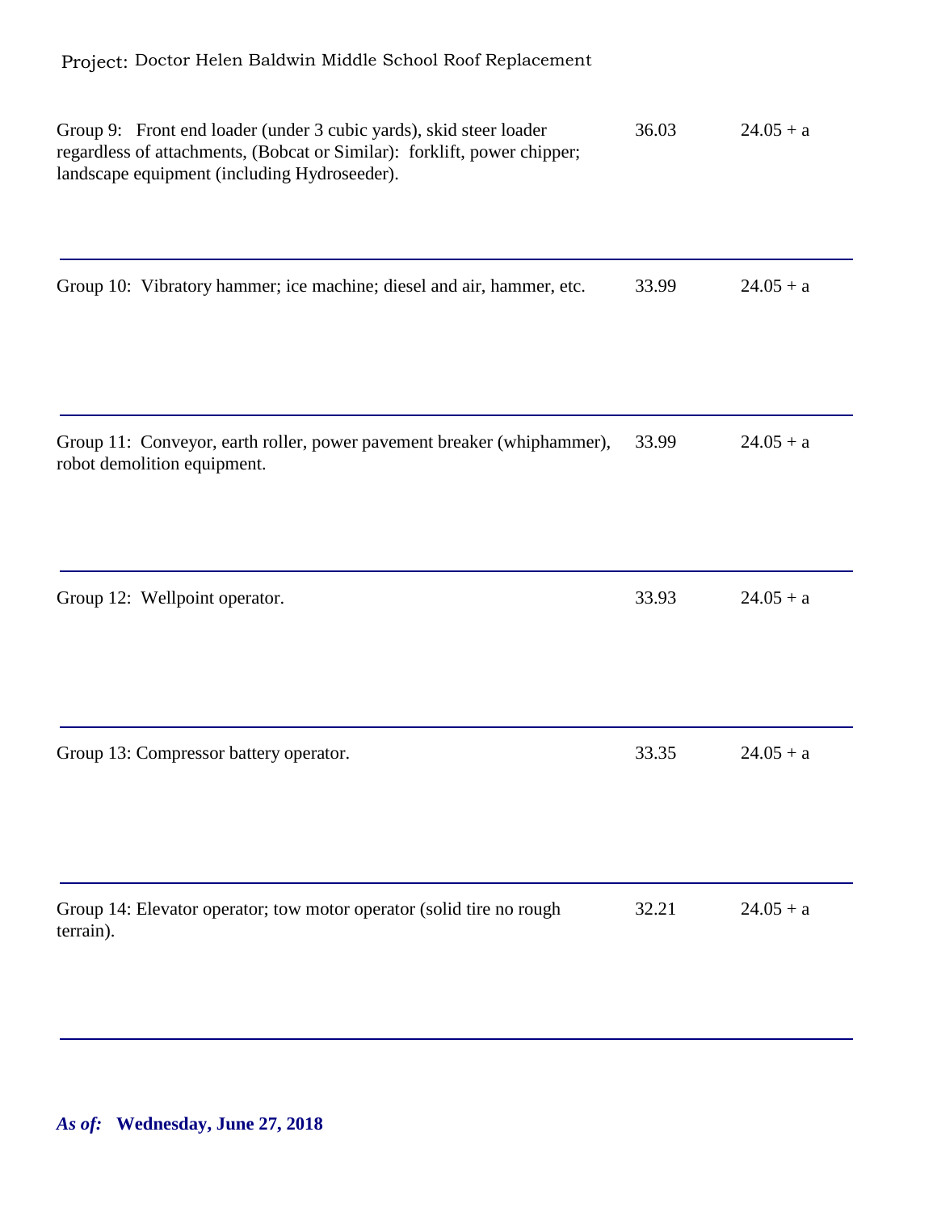Project: Doctor Helen Baldwin Middle School Roof Replacement

| | | |
|---|---|---|
| Group 9: Front end loader (under 3 cubic yards), skid steer loader regardless of attachments, (Bobcat or Similar): forklift, power chipper; landscape equipment (including Hydroseeder). | 36.03 | 24.05 + a |
| Group 10: Vibratory hammer; ice machine; diesel and air, hammer, etc. | 33.99 | 24.05 + a |
| Group 11: Conveyor, earth roller, power pavement breaker (whiphammer), robot demolition equipment. | 33.99 | 24.05 + a |
| Group 12: Wellpoint operator. | 33.93 | 24.05 + a |
| Group 13: Compressor battery operator. | 33.35 | 24.05 + a |
| Group 14: Elevator operator; tow motor operator (solid tire no rough terrain). | 32.21 | 24.05 + a |

***As of:*** **Wednesday, June 27, 2018**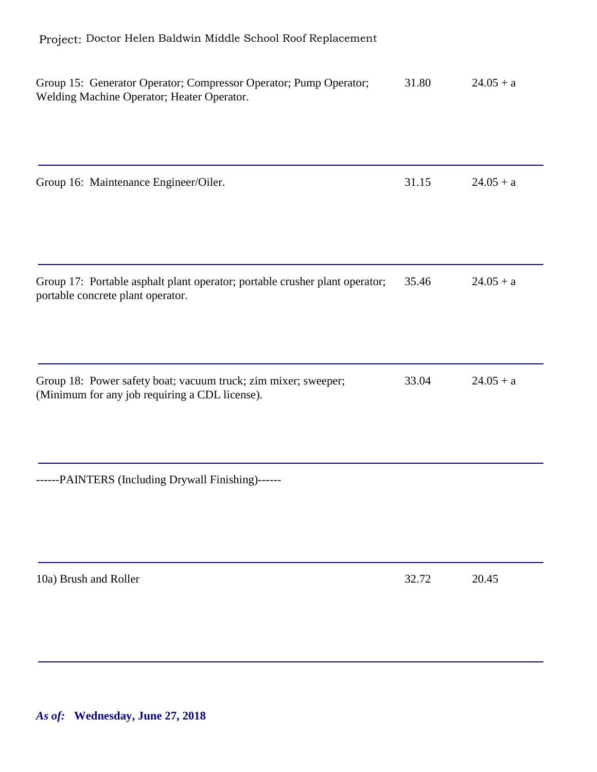Project: Doctor Helen Baldwin Middle School Roof Replacement

| | | |
|---|---|---|
| Group 15: Generator Operator; Compressor Operator; Pump Operator; Welding Machine Operator; Heater Operator. | 31.80 | 24.05 + a |
| Group 16: Maintenance Engineer/Oiler. | 31.15 | 24.05 + a |
| Group 17: Portable asphalt plant operator; portable crusher plant operator; portable concrete plant operator. | 35.46 | 24.05 + a |
| Group 18: Power safety boat; vacuum truck; zim mixer; sweeper; (Minimum for any job requiring a CDL license). | 33.04 | 24.05 + a |
| ------PAINTERS (Including Drywall Finishing)------ | | |
| 10a) Brush and Roller | 32.72 | 20.45 |

***As of:*** **Wednesday, June 27, 2018**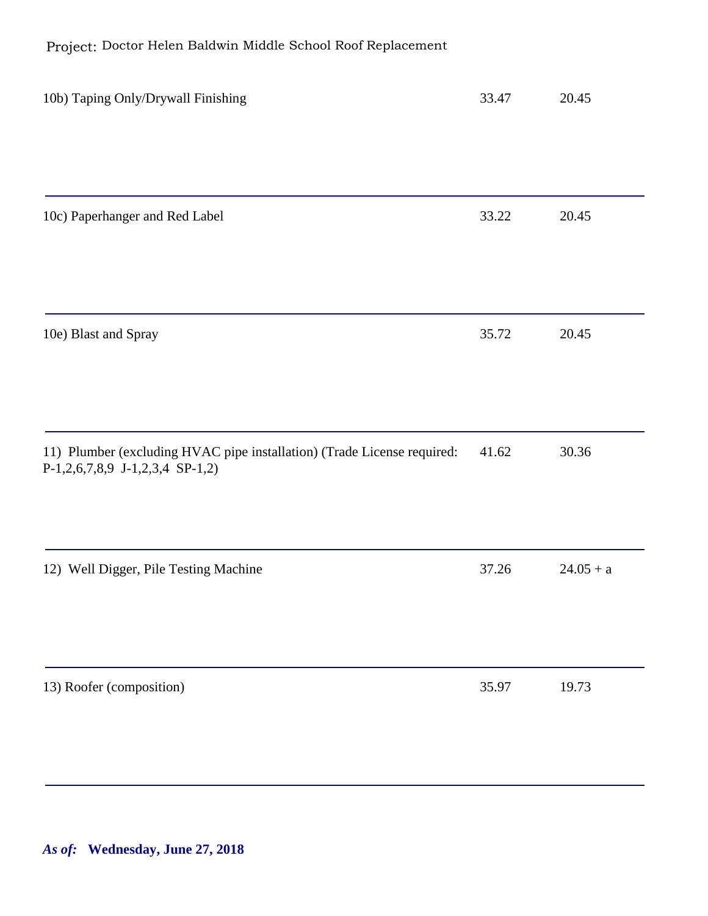Project: Doctor Helen Baldwin Middle School Roof Replacement

| | | |
|---|---|---|
| 10b) Taping Only/Drywall Finishing | 33.47 | 20.45 |
| 10c) Paperhanger and Red Label | 33.22 | 20.45 |
| 10e) Blast and Spray | 35.72 | 20.45 |
| 11) Plumber (excluding HVAC pipe installation) (Trade License required: P-1,2,6,7,8,9 J-1,2,3,4 SP-1,2) | 41.62 | 30.36 |
| 12) Well Digger, Pile Testing Machine | 37.26 | 24.05 + a |
| 13) Roofer (composition) | 35.97 | 19.73 |

***As of:* Wednesday, June 27, 2018**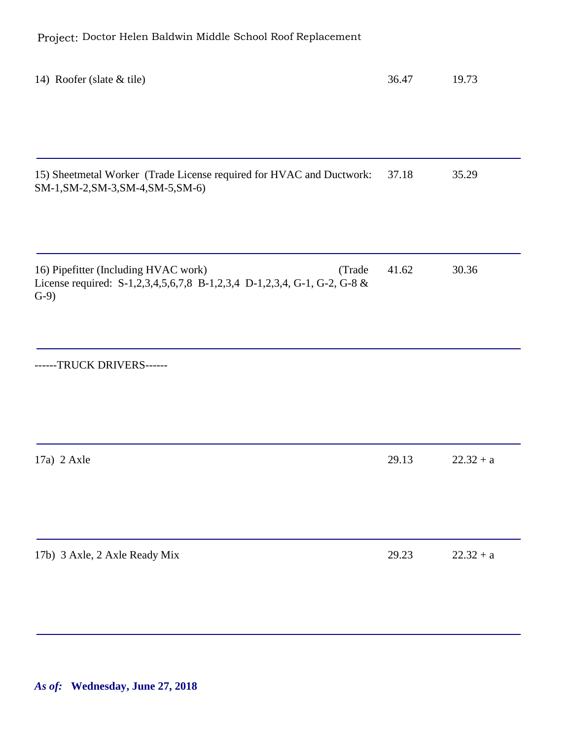Project: Doctor Helen Baldwin Middle School Roof Replacement

| | | |
|---|---|---|
| 14) Roofer (slate & tile) | 36.47 | 19.73 |
| 15) Sheetmetal Worker (Trade License required for HVAC and Ductwork: SM-1,SM-2,SM-3,SM-4,SM-5,SM-6) | 37.18 | 35.29 |
| 16) Pipefitter (Including HVAC work) (Trade License required: S-1,2,3,4,5,6,7,8 B-1,2,3,4 D-1,2,3,4, G-1, G-2, G-8 & G-9) | 41.62 | 30.36 |
| ------TRUCK DRIVERS------ | | |
| 17a) 2 Axle | 29.13 | 22.32 + a |
| 17b) 3 Axle, 2 Axle Ready Mix | 29.23 | 22.32 + a |

***As of:*** **Wednesday, June 27, 2018**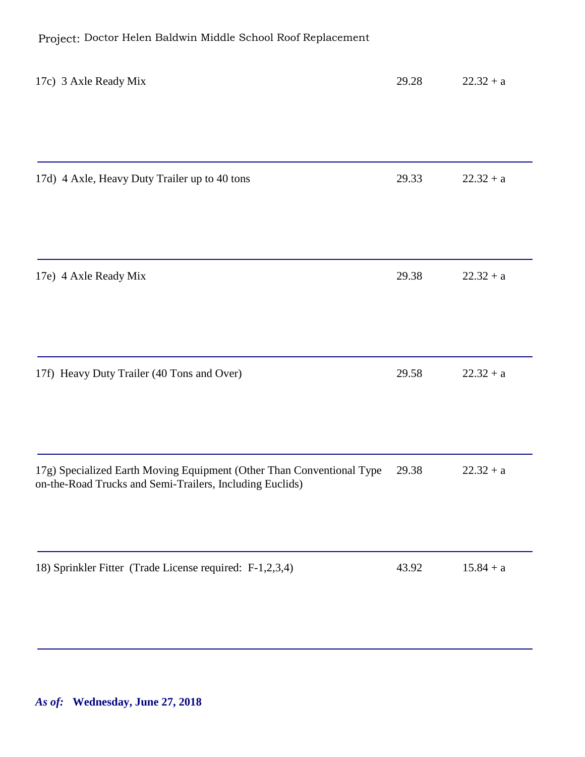Project: Doctor Helen Baldwin Middle School Roof Replacement

| | | |
|---|---|---|
| 17c) 3 Axle Ready Mix | 29.28 | 22.32 + a |
| 17d) 4 Axle, Heavy Duty Trailer up to 40 tons | 29.33 | 22.32 + a |
| 17e) 4 Axle Ready Mix | 29.38 | 22.32 + a |
| 17f) Heavy Duty Trailer (40 Tons and Over) | 29.58 | 22.32 + a |
| 17g) Specialized Earth Moving Equipment (Other Than Conventional Type on-the-Road Trucks and Semi-Trailers, Including Euclids) | 29.38 | 22.32 + a |
| 18) Sprinkler Fitter (Trade License required: F-1,2,3,4) | 43.92 | 15.84 + a |

***As of:*** **Wednesday, June 27, 2018**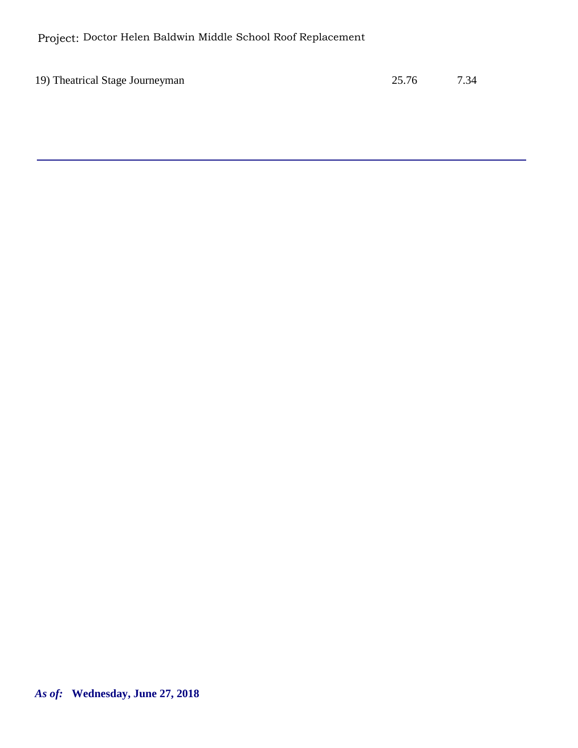Project: Doctor Helen Baldwin Middle School Roof Replacement

| | | |
|---|---|---|
| 19) Theatrical Stage Journeyman | 25.76 | 7.34 |

***As of:*** **Wednesday, June 27, 2018**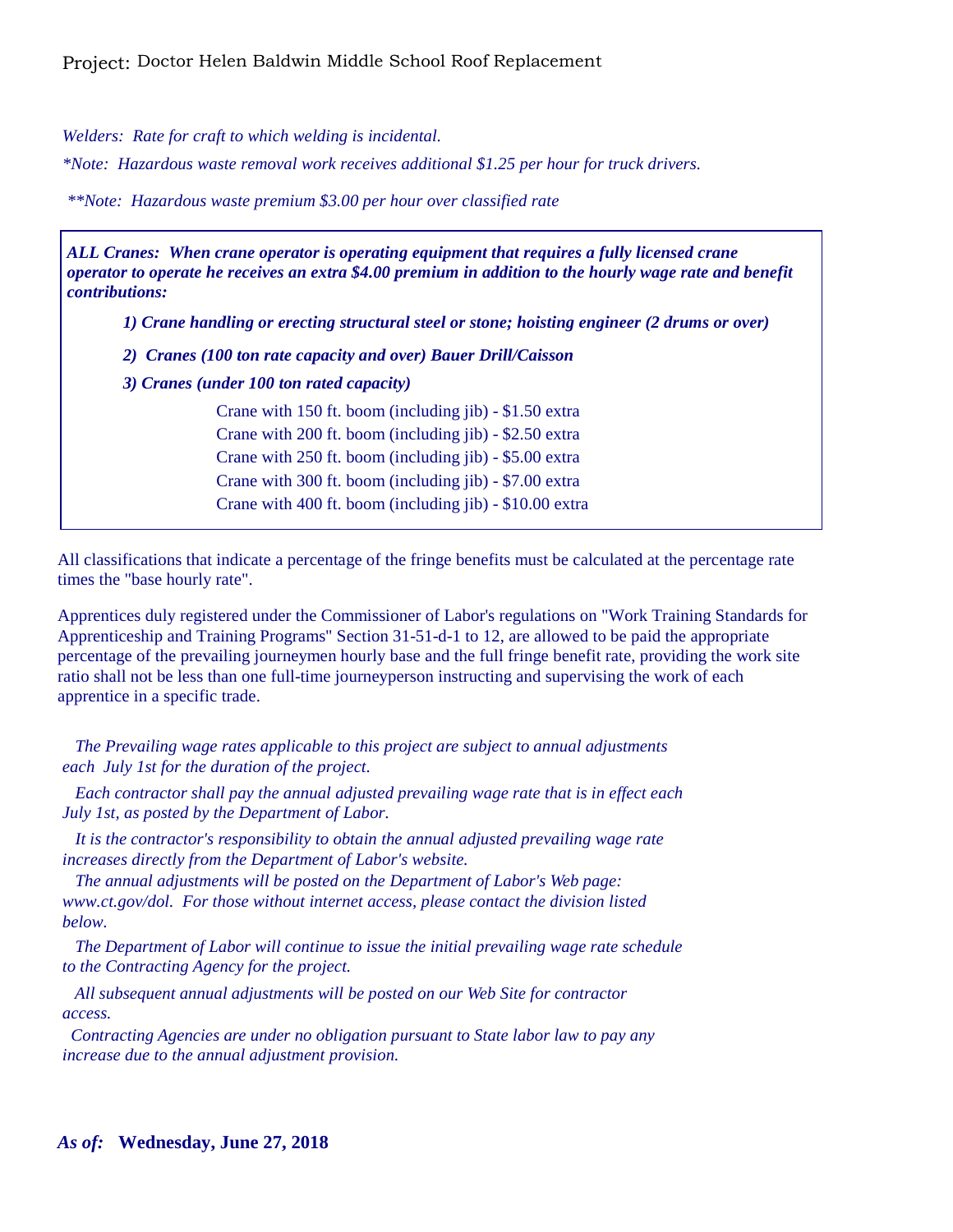Project: Doctor Helen Baldwin Middle School Roof Replacement

*Welders: Rate for craft to which welding is incidental.*

*\*Note: Hazardous waste removal work receives additional $1.25 per hour for truck drivers.*

*\*\*Note: Hazardous waste premium $3.00 per hour over classified rate*

***ALL Cranes: When crane operator is operating equipment that requires a fully licensed crane operator to operate he receives an extra $4.00 premium in addition to the hourly wage rate and benefit contributions:***

***1) Crane handling or erecting structural steel or stone; hoisting engineer (2 drums or over)***

***2) Cranes (100 ton rate capacity and over) Bauer Drill/Caisson***

***3) Cranes (under 100 ton rated capacity)***

Crane with 150 ft. boom (including jib) - $1.50 extra
Crane with 200 ft. boom (including jib) - $2.50 extra
Crane with 250 ft. boom (including jib) - $5.00 extra
Crane with 300 ft. boom (including jib) - $7.00 extra
Crane with 400 ft. boom (including jib) - $10.00 extra

All classifications that indicate a percentage of the fringe benefits must be calculated at the percentage rate times the "base hourly rate".

Apprentices duly registered under the Commissioner of Labor's regulations on "Work Training Standards for Apprenticeship and Training Programs" Section 31-51-d-1 to 12, are allowed to be paid the appropriate percentage of the prevailing journeymen hourly base and the full fringe benefit rate, providing the work site ratio shall not be less than one full-time journeyperson instructing and supervising the work of each apprentice in a specific trade.

*The Prevailing wage rates applicable to this project are subject to annual adjustments each July 1st for the duration of the project.*

*Each contractor shall pay the annual adjusted prevailing wage rate that is in effect each July 1st, as posted by the Department of Labor.*

*It is the contractor's responsibility to obtain the annual adjusted prevailing wage rate increases directly from the Department of Labor's website.*

*The annual adjustments will be posted on the Department of Labor's Web page: www.ct.gov/dol. For those without internet access, please contact the division listed below.*

*The Department of Labor will continue to issue the initial prevailing wage rate schedule to the Contracting Agency for the project.*

*All subsequent annual adjustments will be posted on our Web Site for contractor access.*

*Contracting Agencies are under no obligation pursuant to State labor law to pay any increase due to the annual adjustment provision.*

***As of:*** **Wednesday, June 27, 2018**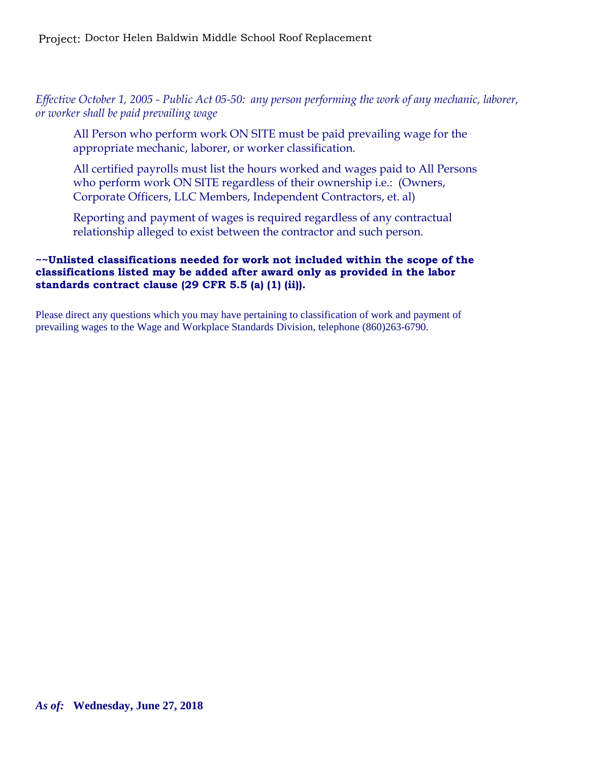Project: Doctor Helen Baldwin Middle School Roof Replacement

*Effective October 1, 2005 - Public Act 05-50: any person performing the work of any mechanic, laborer, or worker shall be paid prevailing wage*

All Person who perform work ON SITE must be paid prevailing wage for the appropriate mechanic, laborer, or worker classification.

All certified payrolls must list the hours worked and wages paid to All Persons who perform work ON SITE regardless of their ownership i.e.: (Owners, Corporate Officers, LLC Members, Independent Contractors, et. al)

Reporting and payment of wages is required regardless of any contractual relationship alleged to exist between the contractor and such person.

**~~Unlisted classifications needed for work not included within the scope of the classifications listed may be added after award only as provided in the labor standards contract clause (29 CFR 5.5 (a) (1) (ii)).**

Please direct any questions which you may have pertaining to classification of work and payment of prevailing wages to the Wage and Workplace Standards Division, telephone (860)263-6790.

***As of:*** **Wednesday, June 27, 2018**